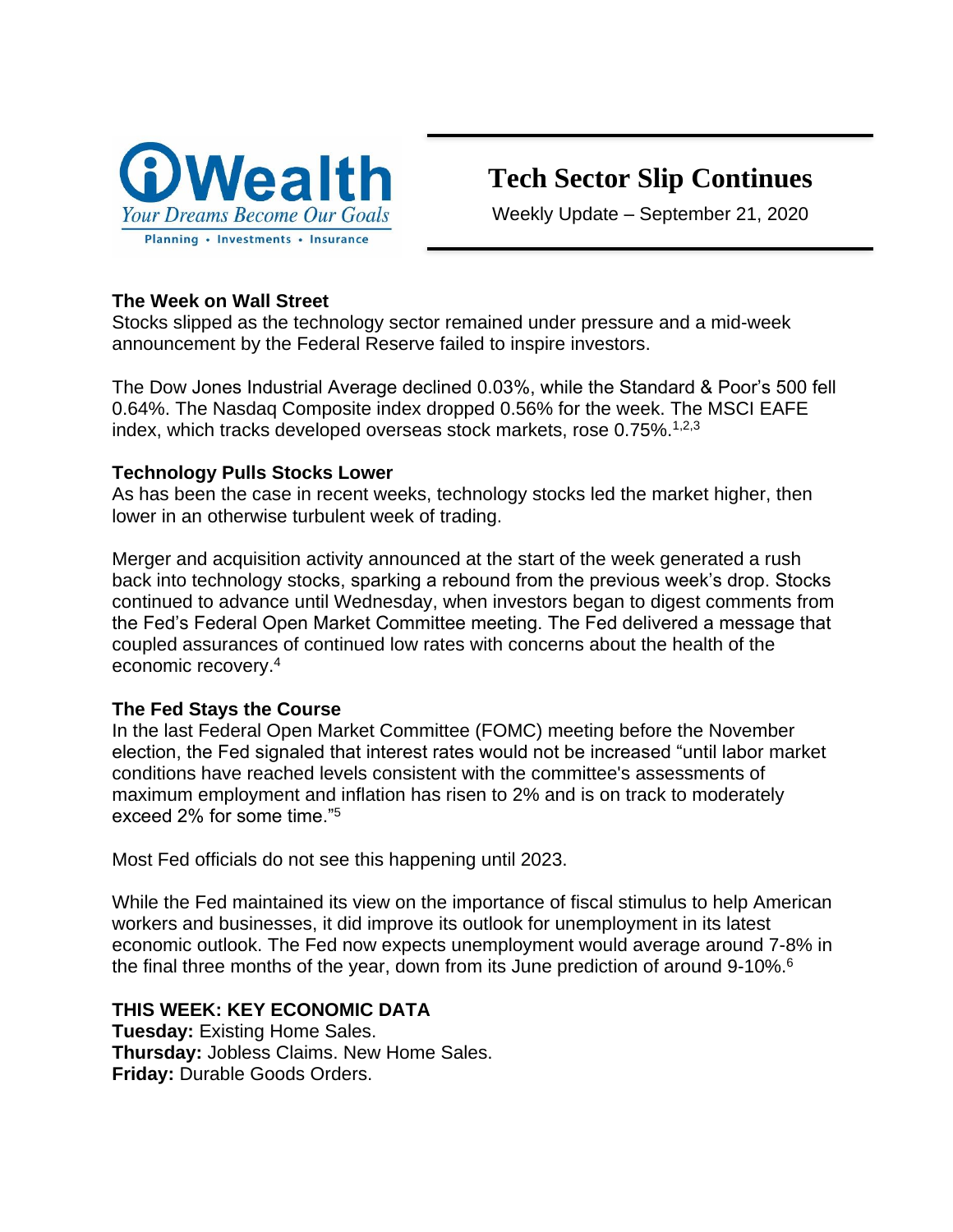iWealth

*Your Dreams Become Our Goals*

Planning • Investments • Insurance

# Tech Sector Slip Continues

Weekly Update – September 21, 2020

**The Week on Wall Street**

Stocks slipped as the technology sector remained under pressure and a mid-week announcement by the Federal Reserve failed to inspire investors.

The Dow Jones Industrial Average declined 0.03%, while the Standard & Poor's 500 fell 0.64%. The Nasdaq Composite index dropped 0.56% for the week. The MSCI EAFE index, which tracks developed overseas stock markets, rose 0.75%.[1,2,3]

**Technology Pulls Stocks Lower**

As has been the case in recent weeks, technology stocks led the market higher, then lower in an otherwise turbulent week of trading.

Merger and acquisition activity announced at the start of the week generated a rush back into technology stocks, sparking a rebound from the previous week's drop. Stocks continued to advance until Wednesday, when investors began to digest comments from the Fed's Federal Open Market Committee meeting. The Fed delivered a message that coupled assurances of continued low rates with concerns about the health of the economic recovery.[4]

**The Fed Stays the Course**

In the last Federal Open Market Committee (FOMC) meeting before the November election, the Fed signaled that interest rates would not be increased "until labor market conditions have reached levels consistent with the committee's assessments of maximum employment and inflation has risen to 2% and is on track to moderately exceed 2% for some time."[5]

Most Fed officials do not see this happening until 2023.

While the Fed maintained its view on the importance of fiscal stimulus to help American workers and businesses, it did improve its outlook for unemployment in its latest economic outlook. The Fed now expects unemployment would average around 7-8% in the final three months of the year, down from its June prediction of around 9-10%.[6]

**THIS WEEK: KEY ECONOMIC DATA**

**Tuesday:** Existing Home Sales.
**Thursday:** Jobless Claims. New Home Sales.
**Friday:** Durable Goods Orders.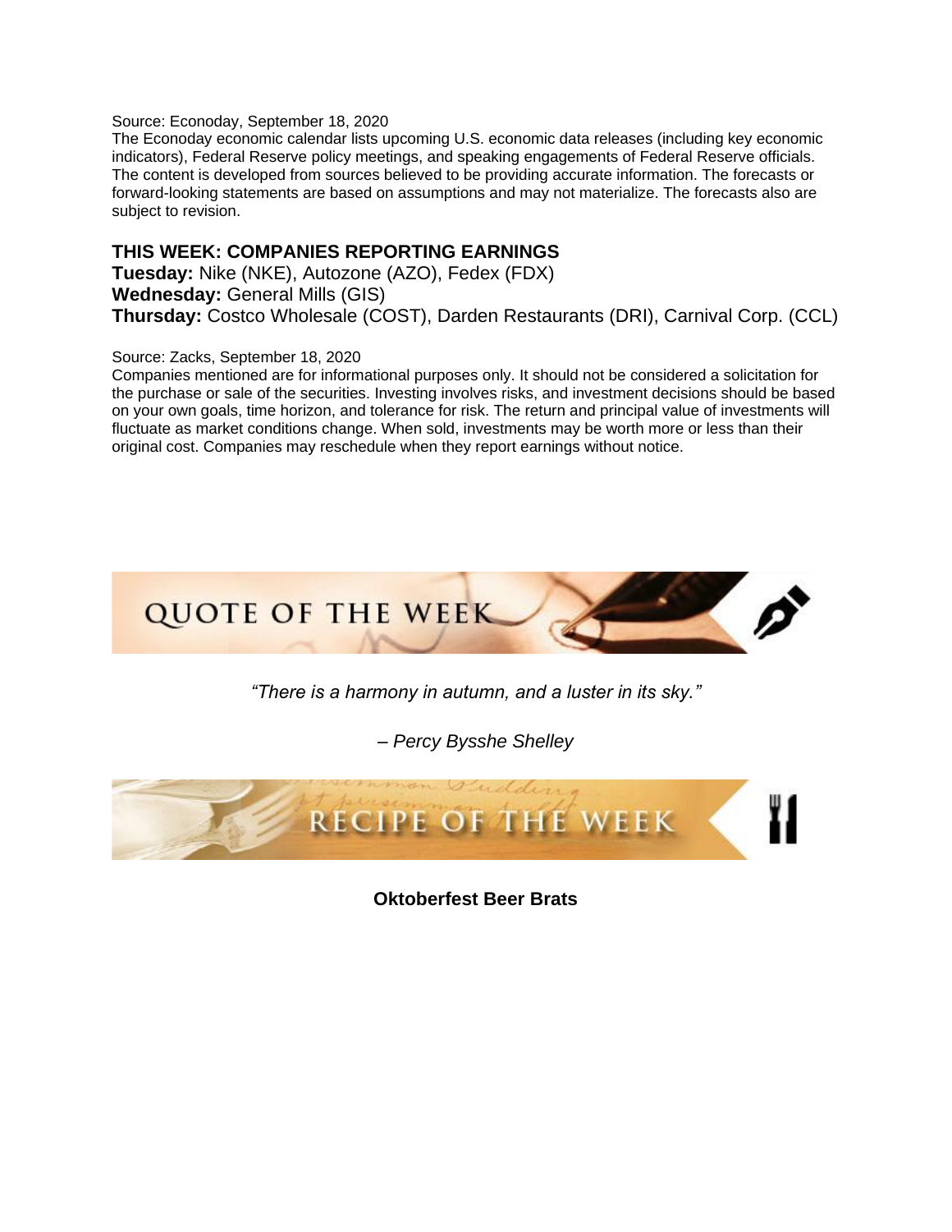Source: Econoday, September 18, 2020

The Econoday economic calendar lists upcoming U.S. economic data releases (including key economic indicators), Federal Reserve policy meetings, and speaking engagements of Federal Reserve officials. The content is developed from sources believed to be providing accurate information. The forecasts or forward-looking statements are based on assumptions and may not materialize. The forecasts also are subject to revision.

## THIS WEEK: COMPANIES REPORTING EARNINGS

**Tuesday:** Nike (NKE), Autozone (AZO), Fedex (FDX)
**Wednesday:** General Mills (GIS)
**Thursday:** Costco Wholesale (COST), Darden Restaurants (DRI), Carnival Corp. (CCL)

Source: Zacks, September 18, 2020

Companies mentioned are for informational purposes only. It should not be considered a solicitation for the purchase or sale of the securities. Investing involves risks, and investment decisions should be based on your own goals, time horizon, and tolerance for risk. The return and principal value of investments will fluctuate as market conditions change. When sold, investments may be worth more or less than their original cost. Companies may reschedule when they report earnings without notice.

## QUOTE OF THE WEEK

*"There is a harmony in autumn, and a luster in its sky."*

*– Percy Bysshe Shelley*

## RECIPE OF THE WEEK

**Oktoberfest Beer Brats**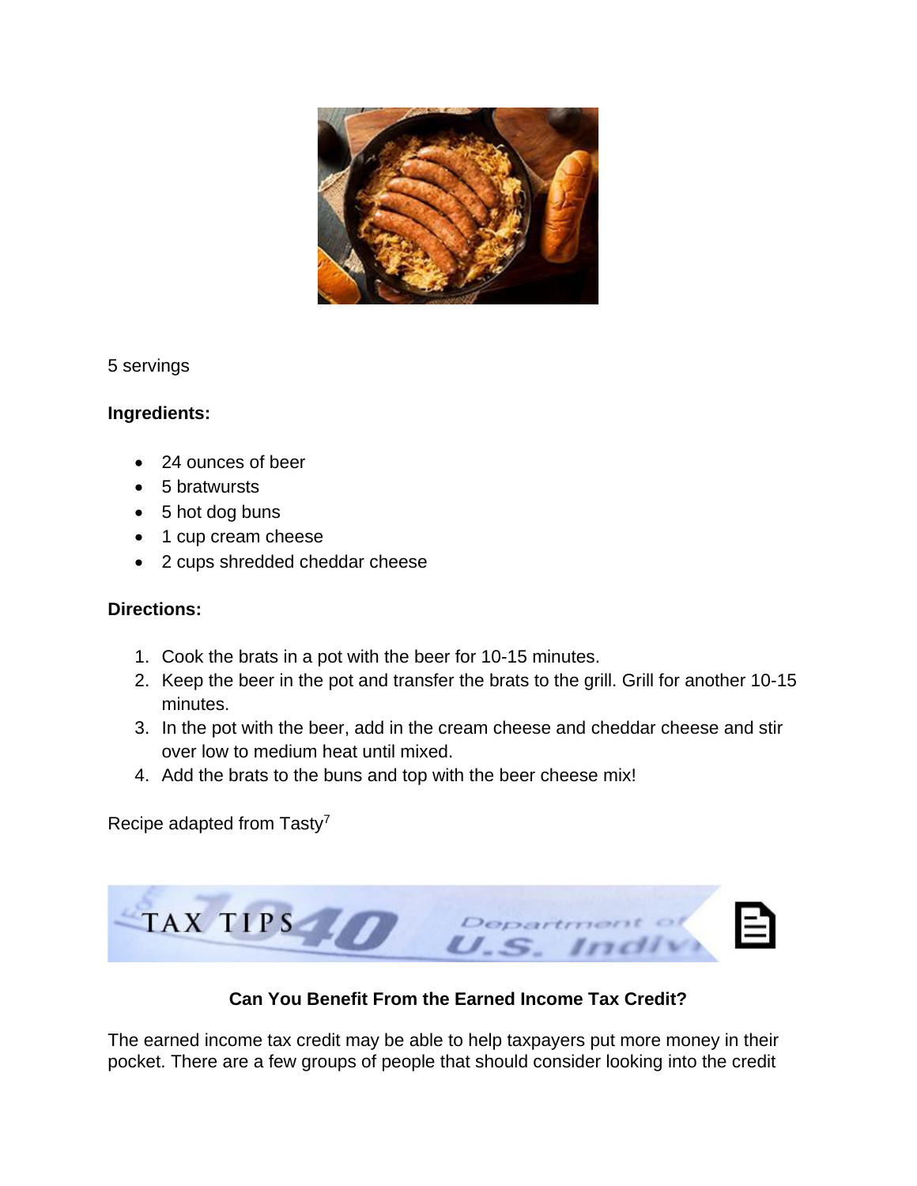5 servings

**Ingredients:**

- 24 ounces of beer
- 5 bratwursts
- 5 hot dog buns
- 1 cup cream cheese
- 2 cups shredded cheddar cheese

**Directions:**

1. Cook the brats in a pot with the beer for 10-15 minutes.
2. Keep the beer in the pot and transfer the brats to the grill. Grill for another 10-15 minutes.
3. In the pot with the beer, add in the cream cheese and cheddar cheese and stir over low to medium heat until mixed.
4. Add the brats to the buns and top with the beer cheese mix!

Recipe adapted from Tasty[7]

TAX TIPS

### Can You Benefit From the Earned Income Tax Credit?

The earned income tax credit may be able to help taxpayers put more money in their pocket. There are a few groups of people that should consider looking into the credit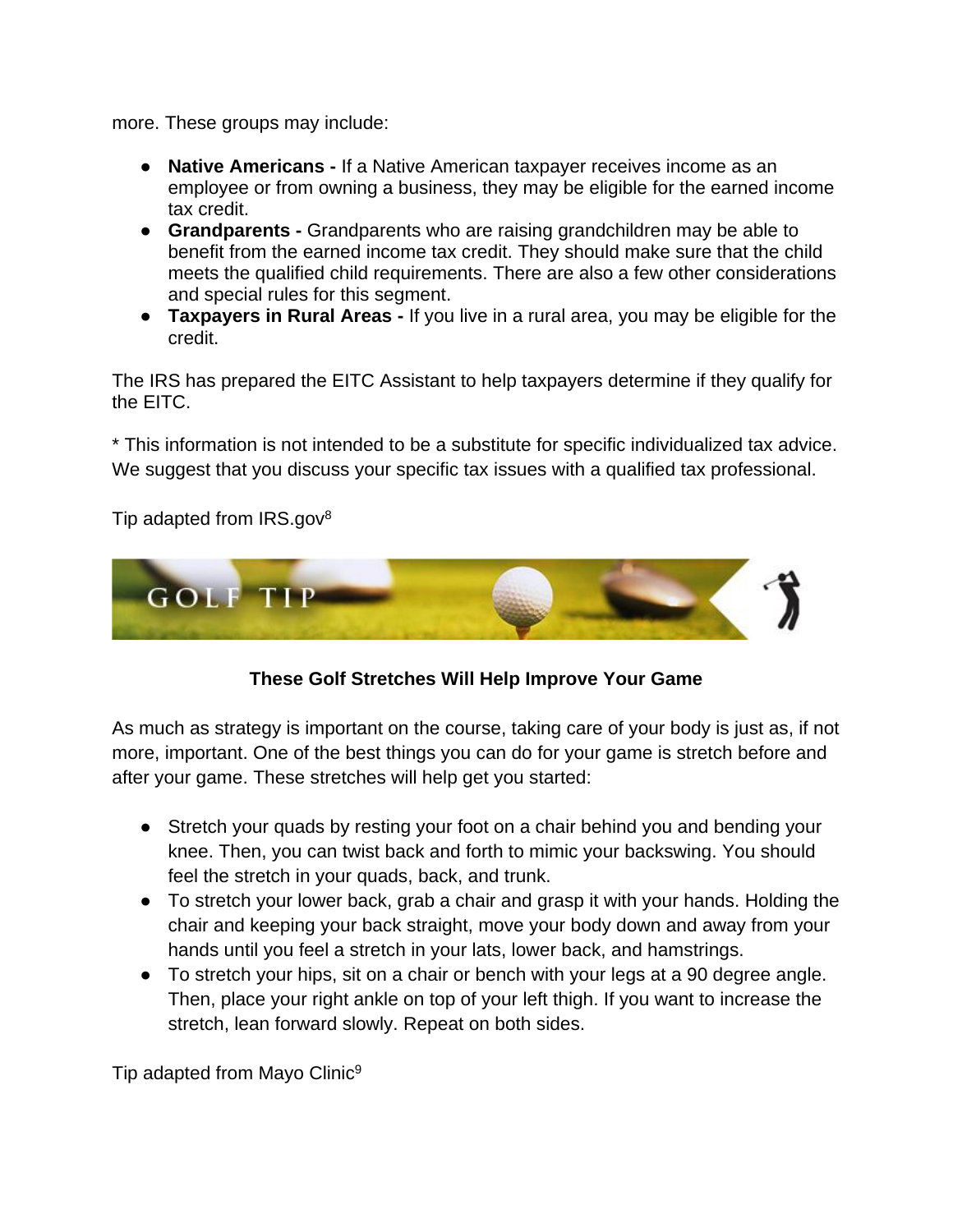more. These groups may include:

- **Native Americans -** If a Native American taxpayer receives income as an employee or from owning a business, they may be eligible for the earned income tax credit.
- **Grandparents -** Grandparents who are raising grandchildren may be able to benefit from the earned income tax credit. They should make sure that the child meets the qualified child requirements. There are also a few other considerations and special rules for this segment.
- **Taxpayers in Rural Areas -** If you live in a rural area, you may be eligible for the credit.

The IRS has prepared the EITC Assistant to help taxpayers determine if they qualify for the EITC.

* This information is not intended to be a substitute for specific individualized tax advice. We suggest that you discuss your specific tax issues with a qualified tax professional.

Tip adapted from IRS.gov[8]

GOLF TIP

**These Golf Stretches Will Help Improve Your Game**

As much as strategy is important on the course, taking care of your body is just as, if not more, important. One of the best things you can do for your game is stretch before and after your game. These stretches will help get you started:

- Stretch your quads by resting your foot on a chair behind you and bending your knee. Then, you can twist back and forth to mimic your backswing. You should feel the stretch in your quads, back, and trunk.
- To stretch your lower back, grab a chair and grasp it with your hands. Holding the chair and keeping your back straight, move your body down and away from your hands until you feel a stretch in your lats, lower back, and hamstrings.
- To stretch your hips, sit on a chair or bench with your legs at a 90 degree angle. Then, place your right ankle on top of your left thigh. If you want to increase the stretch, lean forward slowly. Repeat on both sides.

Tip adapted from Mayo Clinic[9]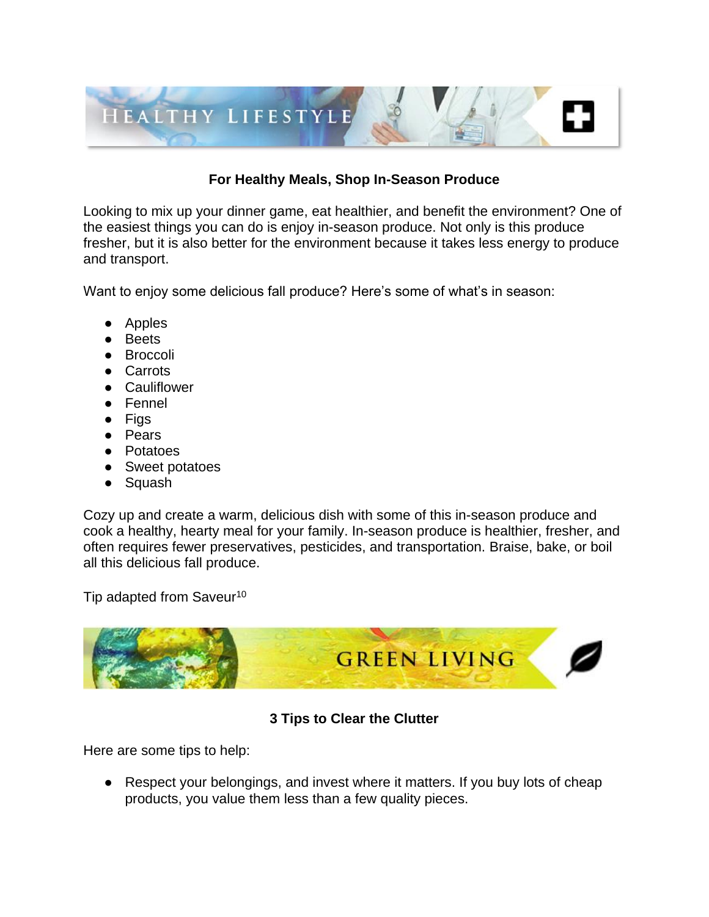HEALTHY LIFESTYLE

### For Healthy Meals, Shop In-Season Produce

Looking to mix up your dinner game, eat healthier, and benefit the environment? One of the easiest things you can do is enjoy in-season produce. Not only is this produce fresher, but it is also better for the environment because it takes less energy to produce and transport.

Want to enjoy some delicious fall produce? Here's some of what's in season:

- Apples
- Beets
- Broccoli
- Carrots
- Cauliflower
- Fennel
- Figs
- Pears
- Potatoes
- Sweet potatoes
- Squash

Cozy up and create a warm, delicious dish with some of this in-season produce and cook a healthy, hearty meal for your family. In-season produce is healthier, fresher, and often requires fewer preservatives, pesticides, and transportation. Braise, bake, or boil all this delicious fall produce.

Tip adapted from Saveur[10]

GREEN LIVING

### 3 Tips to Clear the Clutter

Here are some tips to help:

- Respect your belongings, and invest where it matters. If you buy lots of cheap products, you value them less than a few quality pieces.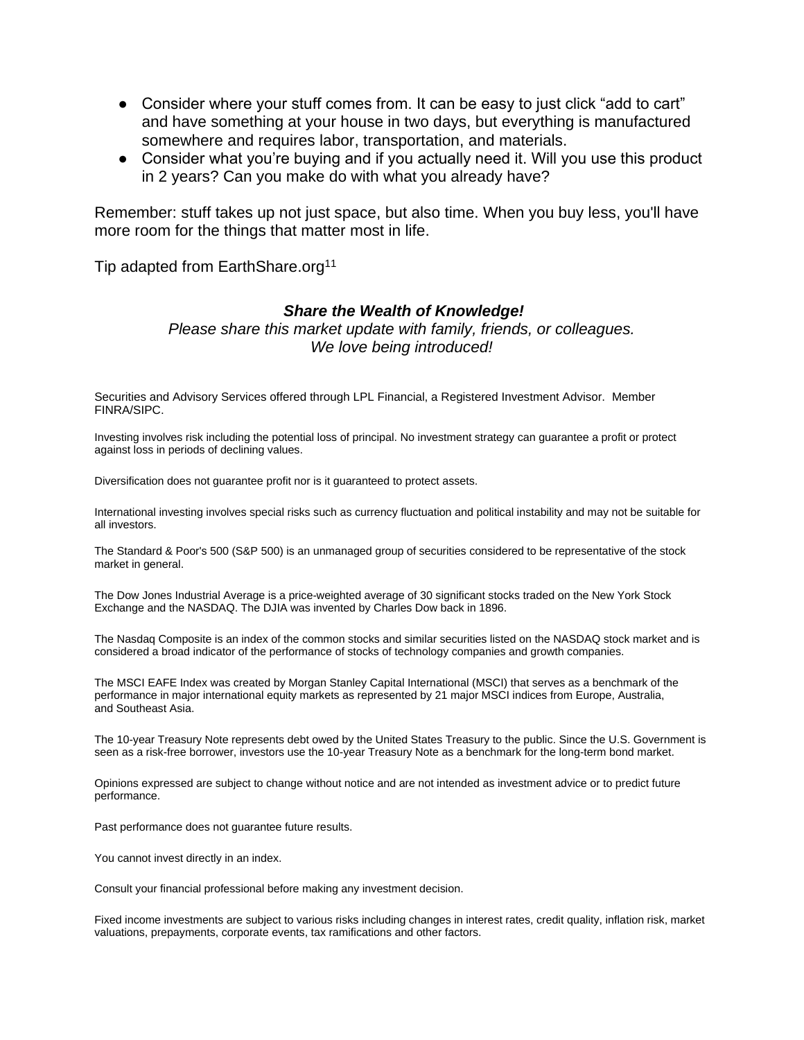- Consider where your stuff comes from. It can be easy to just click "add to cart" and have something at your house in two days, but everything is manufactured somewhere and requires labor, transportation, and materials.
- Consider what you're buying and if you actually need it. Will you use this product in 2 years? Can you make do with what you already have?

Remember: stuff takes up not just space, but also time. When you buy less, you'll have more room for the things that matter most in life.

Tip adapted from EarthShare.org[11]

***Share the Wealth of Knowledge!***

*Please share this market update with family, friends, or colleagues.*
*We love being introduced!*

Securities and Advisory Services offered through LPL Financial, a Registered Investment Advisor. Member FINRA/SIPC.

Investing involves risk including the potential loss of principal. No investment strategy can guarantee a profit or protect against loss in periods of declining values.

Diversification does not guarantee profit nor is it guaranteed to protect assets.

International investing involves special risks such as currency fluctuation and political instability and may not be suitable for all investors.

The Standard & Poor's 500 (S&P 500) is an unmanaged group of securities considered to be representative of the stock market in general.

The Dow Jones Industrial Average is a price-weighted average of 30 significant stocks traded on the New York Stock Exchange and the NASDAQ. The DJIA was invented by Charles Dow back in 1896.

The Nasdaq Composite is an index of the common stocks and similar securities listed on the NASDAQ stock market and is considered a broad indicator of the performance of stocks of technology companies and growth companies.

The MSCI EAFE Index was created by Morgan Stanley Capital International (MSCI) that serves as a benchmark of the performance in major international equity markets as represented by 21 major MSCI indices from Europe, Australia, and Southeast Asia.

The 10-year Treasury Note represents debt owed by the United States Treasury to the public. Since the U.S. Government is seen as a risk-free borrower, investors use the 10-year Treasury Note as a benchmark for the long-term bond market.

Opinions expressed are subject to change without notice and are not intended as investment advice or to predict future performance.

Past performance does not guarantee future results.

You cannot invest directly in an index.

Consult your financial professional before making any investment decision.

Fixed income investments are subject to various risks including changes in interest rates, credit quality, inflation risk, market valuations, prepayments, corporate events, tax ramifications and other factors.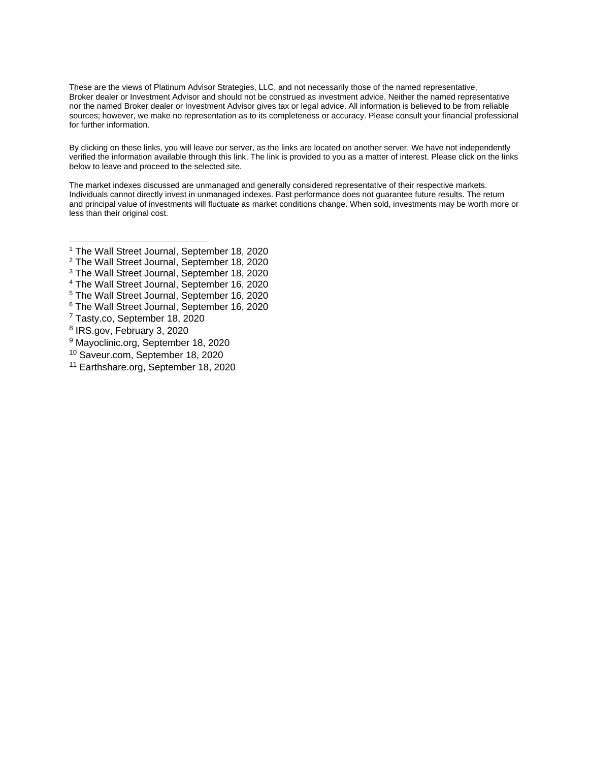These are the views of Platinum Advisor Strategies, LLC, and not necessarily those of the named representative, Broker dealer or Investment Advisor and should not be construed as investment advice. Neither the named representative nor the named Broker dealer or Investment Advisor gives tax or legal advice. All information is believed to be from reliable sources; however, we make no representation as to its completeness or accuracy. Please consult your financial professional for further information.

By clicking on these links, you will leave our server, as the links are located on another server. We have not independently verified the information available through this link. The link is provided to you as a matter of interest. Please click on the links below to leave and proceed to the selected site.

The market indexes discussed are unmanaged and generally considered representative of their respective markets. Individuals cannot directly invest in unmanaged indexes. Past performance does not guarantee future results. The return and principal value of investments will fluctuate as market conditions change. When sold, investments may be worth more or less than their original cost.

---

[1] The Wall Street Journal, September 18, 2020
[2] The Wall Street Journal, September 18, 2020
[3] The Wall Street Journal, September 18, 2020
[4] The Wall Street Journal, September 16, 2020
[5] The Wall Street Journal, September 16, 2020
[6] The Wall Street Journal, September 16, 2020
[7] Tasty.co, September 18, 2020
[8] IRS.gov, February 3, 2020
[9] Mayoclinic.org, September 18, 2020
[10] Saveur.com, September 18, 2020
[11] Earthshare.org, September 18, 2020